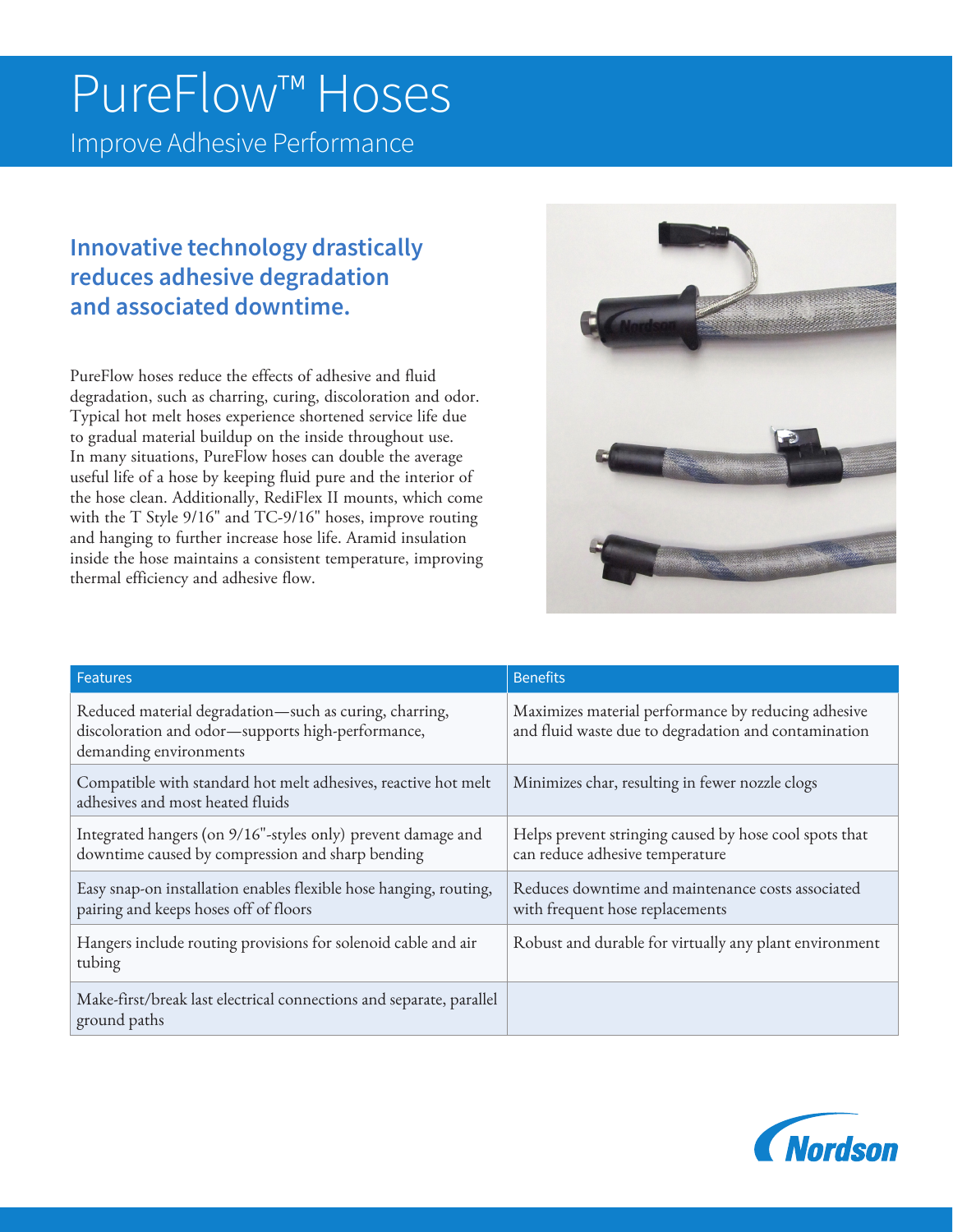# PureFlow™ Hoses

Improve Adhesive Performance

## Innovative technology drastically reduces adhesive degradation and associated downtime.

PureFlow hoses reduce the effects of adhesive and fluid degradation, such as charring, curing, discoloration and odor. Typical hot melt hoses experience shortened service life due to gradual material buildup on the inside throughout use. In many situations, PureFlow hoses can double the average useful life of a hose by keeping fluid pure and the interior of the hose clean. Additionally, RediFlex II mounts, which come with the T Style 9/16" and TC-9/16" hoses, improve routing and hanging to further increase hose life. Aramid insulation inside the hose maintains a consistent temperature, improving thermal efficiency and adhesive flow.

| Features | Benefits |
|---|---|
| Reduced material degradation—such as curing, charring, discoloration and odor—supports high-performance, demanding environments | Maximizes material performance by reducing adhesive and fluid waste due to degradation and contamination |
| Compatible with standard hot melt adhesives, reactive hot melt adhesives and most heated fluids | Minimizes char, resulting in fewer nozzle clogs |
| Integrated hangers (on 9/16"-styles only) prevent damage and downtime caused by compression and sharp bending | Helps prevent stringing caused by hose cool spots that can reduce adhesive temperature |
| Easy snap-on installation enables flexible hose hanging, routing, pairing and keeps hoses off of floors | Reduces downtime and maintenance costs associated with frequent hose replacements |
| Hangers include routing provisions for solenoid cable and air tubing | Robust and durable for virtually any plant environment |
| Make-first/break last electrical connections and separate, parallel ground paths | |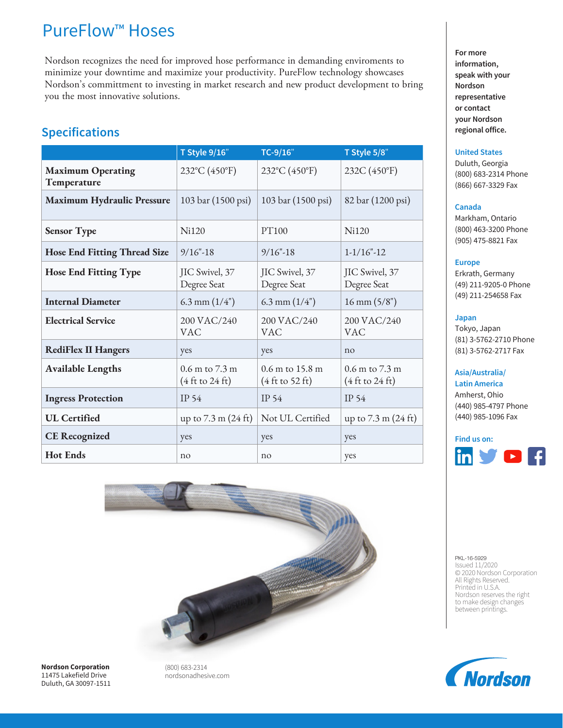# PureFlow™ Hoses

Nordson recognizes the need for improved hose performance in demanding enviroments to minimize your downtime and maximize your productivity. PureFlow technology showcases Nordson's committment to investing in market research and new product development to bring you the most innovative solutions.

## Specifications

| | T Style 9/16" | TC-9/16" | T Style 5/8" |
|---|---|---|---|
| **Maximum Operating Temperature** | 232°C (450°F) | 232°C (450°F) | 232C (450°F) |
| **Maximum Hydraulic Pressure** | 103 bar (1500 psi) | 103 bar (1500 psi) | 82 bar (1200 psi) |
| **Sensor Type** | Ni120 | PT100 | Ni120 |
| **Hose End Fitting Thread Size** | 9/16"-18 | 9/16"-18 | 1-1/16"-12 |
| **Hose End Fitting Type** | JIC Swivel, 37 Degree Seat | JIC Swivel, 37 Degree Seat | JIC Swivel, 37 Degree Seat |
| **Internal Diameter** | 6.3 mm (1/4") | 6.3 mm (1/4") | 16 mm (5/8") |
| **Electrical Service** | 200 VAC/240 VAC | 200 VAC/240 VAC | 200 VAC/240 VAC |
| **RediFlex II Hangers** | yes | yes | no |
| **Available Lengths** | 0.6 m to 7.3 m (4 ft to 24 ft) | 0.6 m to 15.8 m (4 ft to 52 ft) | 0.6 m to 7.3 m (4 ft to 24 ft) |
| **Ingress Protection** | IP 54 | IP 54 | IP 54 |
| **UL Certified** | up to 7.3 m (24 ft) | Not UL Certified | up to 7.3 m (24 ft) |
| **CE Recognized** | yes | yes | yes |
| **Hot Ends** | no | no | yes |

**For more information, speak with your Nordson representative or contact your Nordson regional office.**

**United States**
Duluth, Georgia
(800) 683-2314 Phone
(866) 667-3329 Fax

**Canada**
Markham, Ontario
(800) 463-3200 Phone
(905) 475-8821 Fax

**Europe**
Erkrath, Germany
(49) 211-9205-0 Phone
(49) 211-254658 Fax

**Japan**
Tokyo, Japan
(81) 3-5762-2710 Phone
(81) 3-5762-2717 Fax

**Asia/Australia/ Latin America**
Amherst, Ohio
(440) 985-4797 Phone
(440) 985-1096 Fax

**Find us on:**

PKL-16-5929
Issued 11/2020
© 2020 Nordson Corporation
All Rights Reserved.
Printed in U.S.A.
Nordson reserves the right to make design changes between printings.

**Nordson Corporation**
11475 Lakefield Drive
Duluth, GA 30097-1511

(800) 683-2314
nordsonadhesive.com